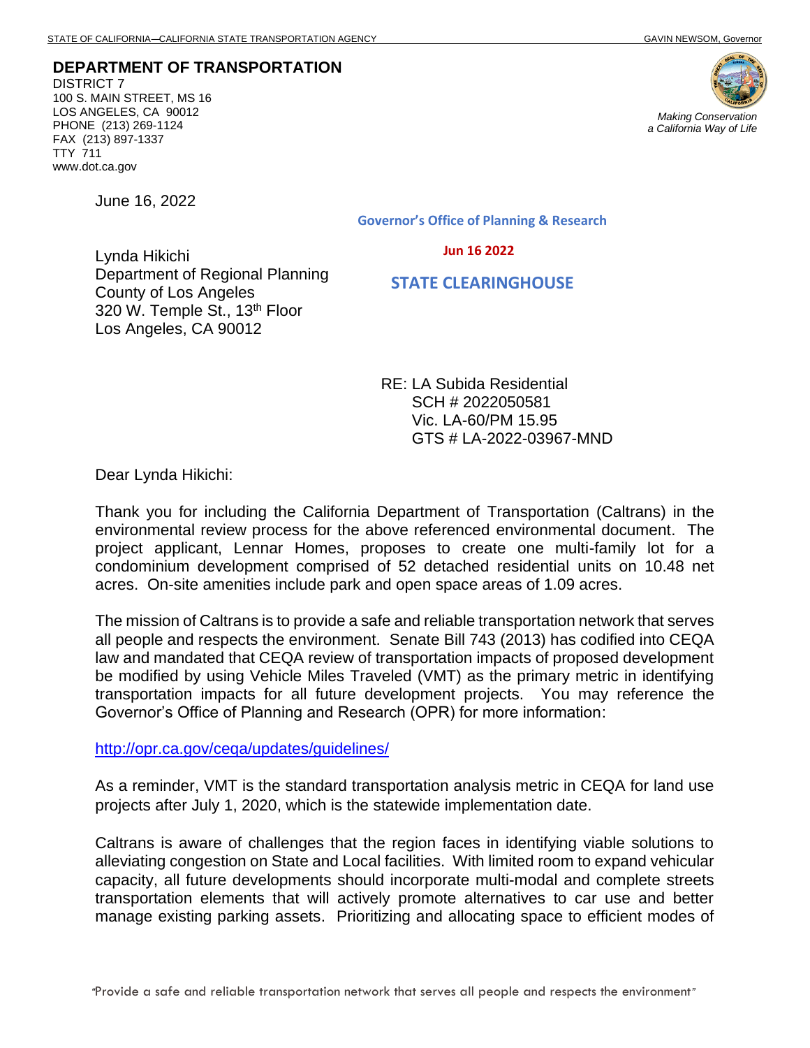STATE OF CALIFORNIA—CALIFORNIA STATE TRANSPORTATION AGENCY GAVIN NEWSOM, Governor

**DEPARTMENT OF TRANSPORTATION**
DISTRICT 7
100 S. MAIN STREET, MS 16
LOS ANGELES, CA 90012
PHONE (213) 269-1124
FAX (213) 897-1337
TTY 711
www.dot.ca.gov

*Making Conservation a California Way of Life*

June 16, 2022

**Governor's Office of Planning & Research**

**Jun 16 2022**

**STATE CLEARINGHOUSE**

Lynda Hikichi
Department of Regional Planning
County of Los Angeles
320 W. Temple St., 13th Floor
Los Angeles, CA 90012

RE: LA Subida Residential
SCH # 2022050581
Vic. LA-60/PM 15.95
GTS # LA-2022-03967-MND

Dear Lynda Hikichi:

Thank you for including the California Department of Transportation (Caltrans) in the environmental review process for the above referenced environmental document. The project applicant, Lennar Homes, proposes to create one multi-family lot for a condominium development comprised of 52 detached residential units on 10.48 net acres. On-site amenities include park and open space areas of 1.09 acres.

The mission of Caltrans is to provide a safe and reliable transportation network that serves all people and respects the environment. Senate Bill 743 (2013) has codified into CEQA law and mandated that CEQA review of transportation impacts of proposed development be modified by using Vehicle Miles Traveled (VMT) as the primary metric in identifying transportation impacts for all future development projects. You may reference the Governor's Office of Planning and Research (OPR) for more information:

http://opr.ca.gov/ceqa/updates/guidelines/

As a reminder, VMT is the standard transportation analysis metric in CEQA for land use projects after July 1, 2020, which is the statewide implementation date.

Caltrans is aware of challenges that the region faces in identifying viable solutions to alleviating congestion on State and Local facilities. With limited room to expand vehicular capacity, all future developments should incorporate multi-modal and complete streets transportation elements that will actively promote alternatives to car use and better manage existing parking assets. Prioritizing and allocating space to efficient modes of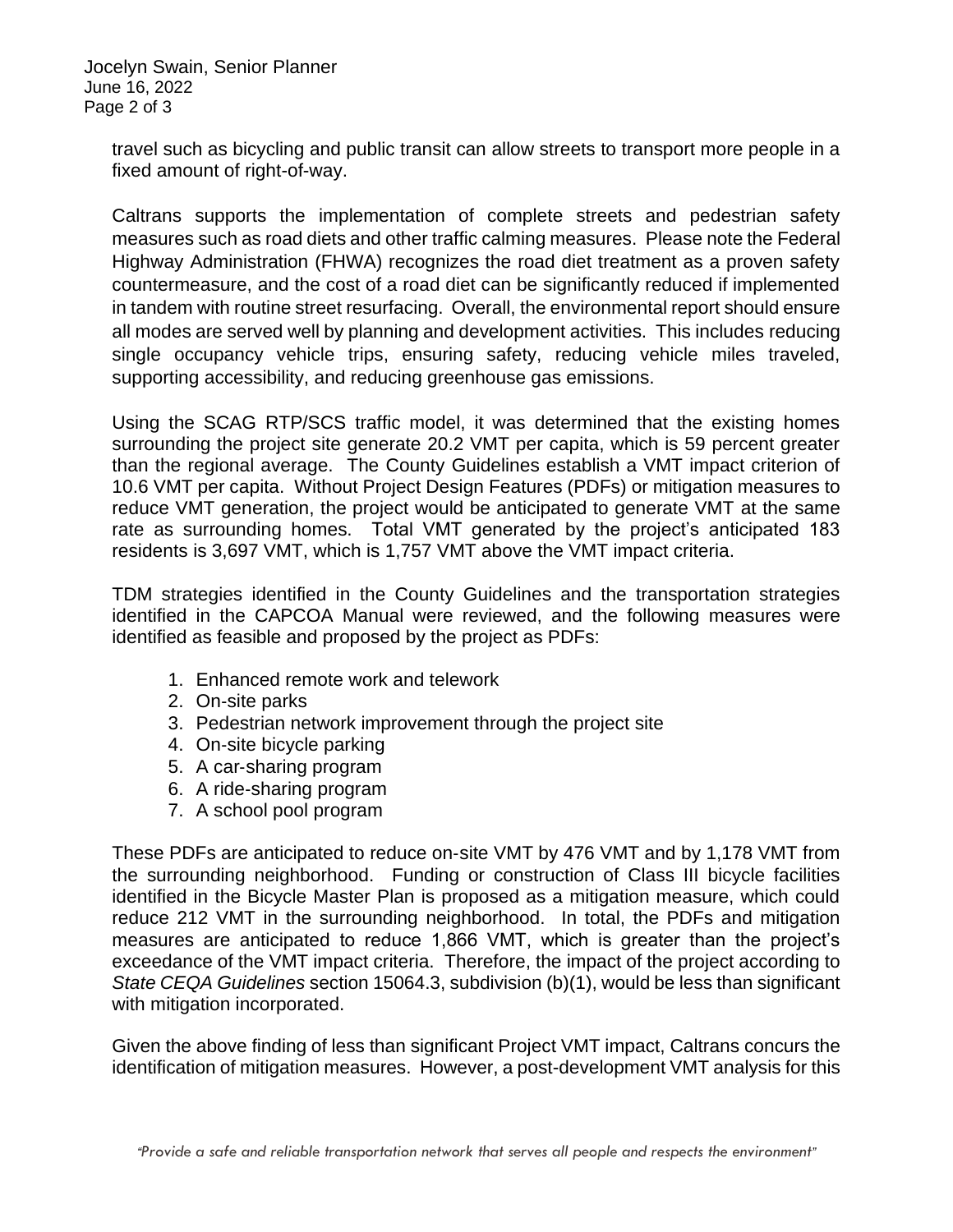travel such as bicycling and public transit can allow streets to transport more people in a fixed amount of right-of-way.

Caltrans supports the implementation of complete streets and pedestrian safety measures such as road diets and other traffic calming measures. Please note the Federal Highway Administration (FHWA) recognizes the road diet treatment as a proven safety countermeasure, and the cost of a road diet can be significantly reduced if implemented in tandem with routine street resurfacing. Overall, the environmental report should ensure all modes are served well by planning and development activities. This includes reducing single occupancy vehicle trips, ensuring safety, reducing vehicle miles traveled, supporting accessibility, and reducing greenhouse gas emissions.

Using the SCAG RTP/SCS traffic model, it was determined that the existing homes surrounding the project site generate 20.2 VMT per capita, which is 59 percent greater than the regional average. The County Guidelines establish a VMT impact criterion of 10.6 VMT per capita. Without Project Design Features (PDFs) or mitigation measures to reduce VMT generation, the project would be anticipated to generate VMT at the same rate as surrounding homes. Total VMT generated by the project's anticipated 183 residents is 3,697 VMT, which is 1,757 VMT above the VMT impact criteria.

TDM strategies identified in the County Guidelines and the transportation strategies identified in the CAPCOA Manual were reviewed, and the following measures were identified as feasible and proposed by the project as PDFs:

1. Enhanced remote work and telework
2. On-site parks
3. Pedestrian network improvement through the project site
4. On-site bicycle parking
5. A car-sharing program
6. A ride-sharing program
7. A school pool program

These PDFs are anticipated to reduce on-site VMT by 476 VMT and by 1,178 VMT from the surrounding neighborhood. Funding or construction of Class III bicycle facilities identified in the Bicycle Master Plan is proposed as a mitigation measure, which could reduce 212 VMT in the surrounding neighborhood. In total, the PDFs and mitigation measures are anticipated to reduce 1,866 VMT, which is greater than the project's exceedance of the VMT impact criteria. Therefore, the impact of the project according to *State CEQA Guidelines* section 15064.3, subdivision (b)(1), would be less than significant with mitigation incorporated.

Given the above finding of less than significant Project VMT impact, Caltrans concurs the identification of mitigation measures. However, a post-development VMT analysis for this

*"Provide a safe and reliable transportation network that serves all people and respects the environment"*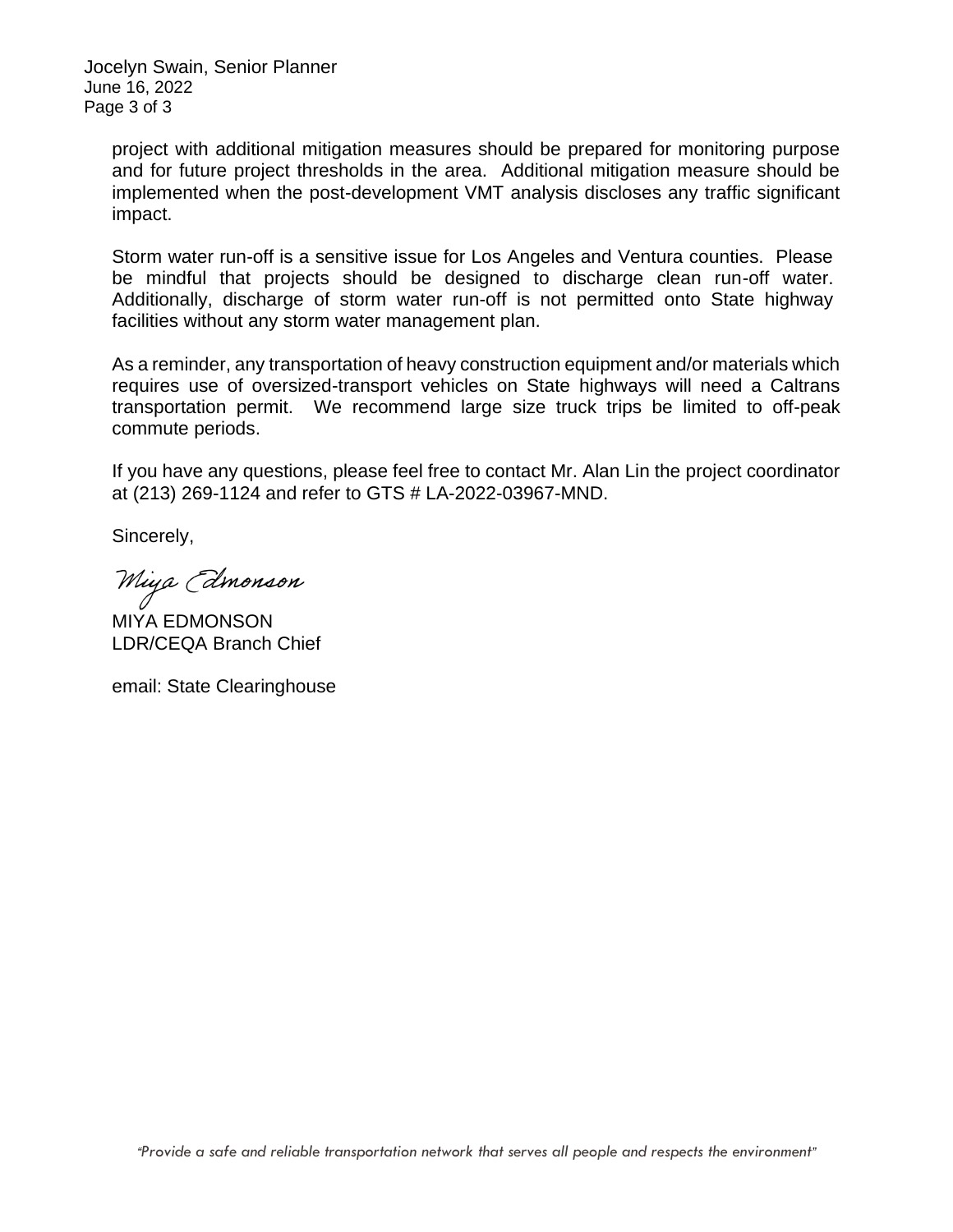project with additional mitigation measures should be prepared for monitoring purpose and for future project thresholds in the area. Additional mitigation measure should be implemented when the post-development VMT analysis discloses any traffic significant impact.

Storm water run-off is a sensitive issue for Los Angeles and Ventura counties. Please be mindful that projects should be designed to discharge clean run-off water. Additionally, discharge of storm water run-off is not permitted onto State highway facilities without any storm water management plan.

As a reminder, any transportation of heavy construction equipment and/or materials which requires use of oversized-transport vehicles on State highways will need a Caltrans transportation permit. We recommend large size truck trips be limited to off-peak commute periods.

If you have any questions, please feel free to contact Mr. Alan Lin the project coordinator at (213) 269-1124 and refer to GTS # LA-2022-03967-MND.

Sincerely,

*Miya Edmonson*

MIYA EDMONSON
LDR/CEQA Branch Chief

email: State Clearinghouse

*"Provide a safe and reliable transportation network that serves all people and respects the environment"*